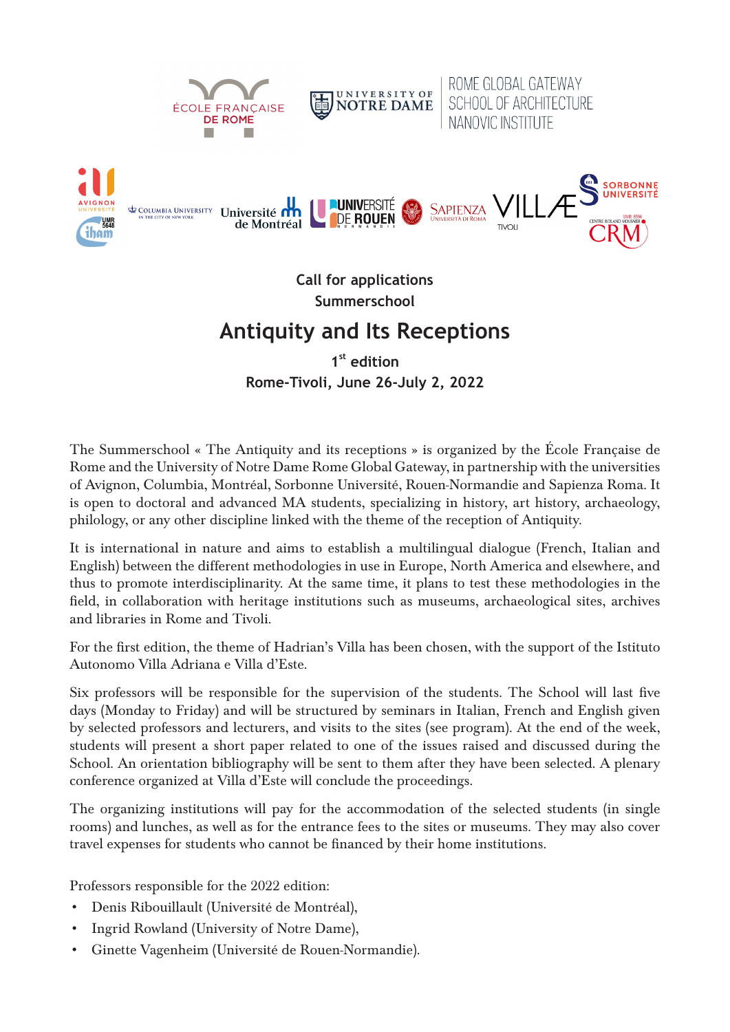Call for applications

Summerschool

# Antiquity and Its Receptions

1st edition

**Rome-Tivoli, June 26-July 2, 2022**

The Summerschool « The Antiquity and its receptions » is organized by the École Française de Rome and the University of Notre Dame Rome Global Gateway, in partnership with the universities of Avignon, Columbia, Montréal, Sorbonne Université, Rouen-Normandie and Sapienza Roma. It is open to doctoral and advanced MA students, specializing in history, art history, archaeology, philology, or any other discipline linked with the theme of the reception of Antiquity.

It is international in nature and aims to establish a multilingual dialogue (French, Italian and English) between the different methodologies in use in Europe, North America and elsewhere, and thus to promote interdisciplinarity. At the same time, it plans to test these methodologies in the field, in collaboration with heritage institutions such as museums, archaeological sites, archives and libraries in Rome and Tivoli.

For the first edition, the theme of Hadrian's Villa has been chosen, with the support of the Istituto Autonomo Villa Adriana e Villa d'Este.

Six professors will be responsible for the supervision of the students. The School will last five days (Monday to Friday) and will be structured by seminars in Italian, French and English given by selected professors and lecturers, and visits to the sites (see program). At the end of the week, students will present a short paper related to one of the issues raised and discussed during the School. An orientation bibliography will be sent to them after they have been selected. A plenary conference organized at Villa d'Este will conclude the proceedings.

The organizing institutions will pay for the accommodation of the selected students (in single rooms) and lunches, as well as for the entrance fees to the sites or museums. They may also cover travel expenses for students who cannot be financed by their home institutions.

Professors responsible for the 2022 edition:

- Denis Ribouillault (Université de Montréal),
- Ingrid Rowland (University of Notre Dame),
- Ginette Vagenheim (Université de Rouen-Normandie).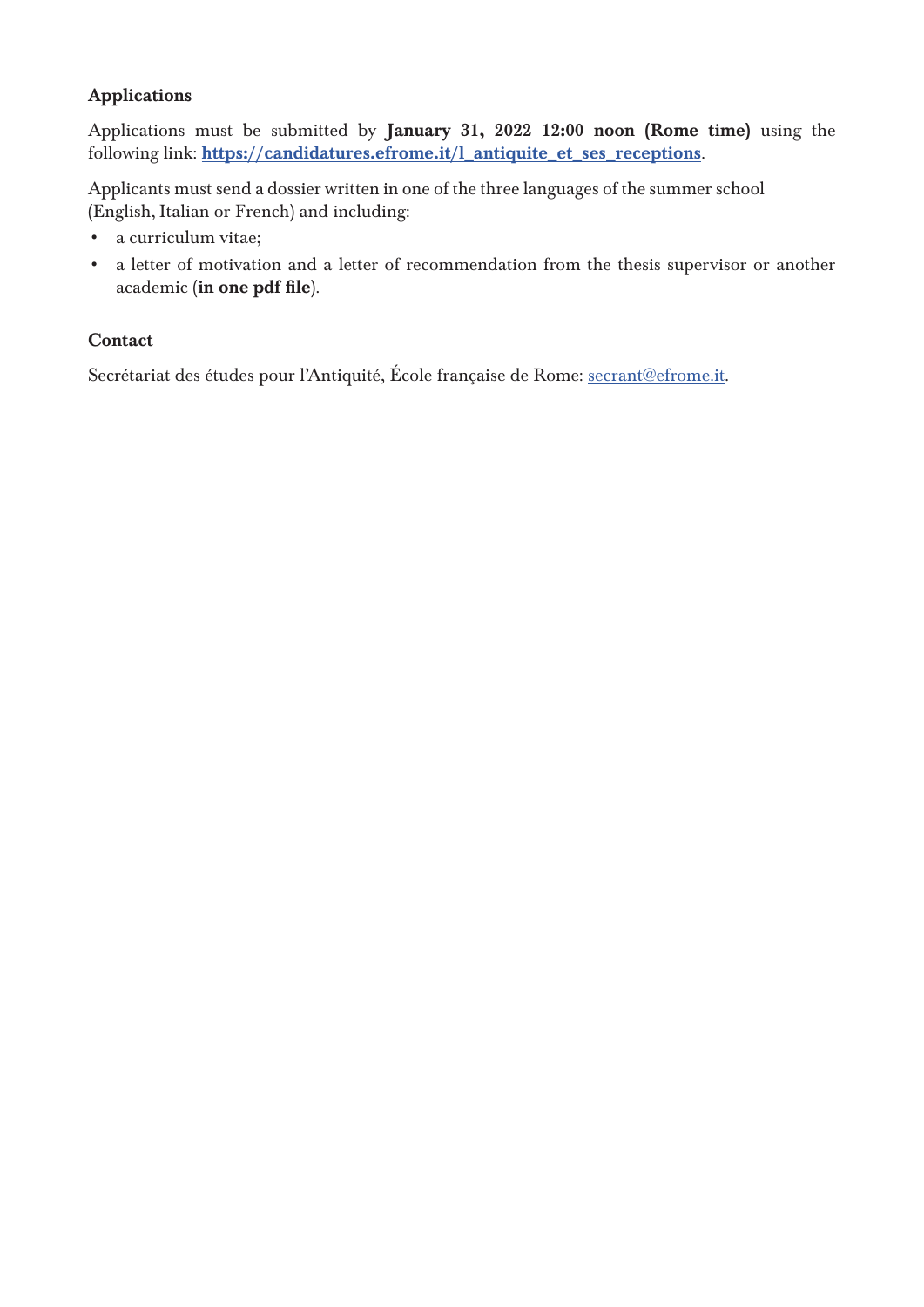### Applications

Applications must be submitted by **January 31, 2022 12:00 noon (Rome time)** using the following link: **https://candidatures.efrome.it/l_antiquite_et_ses_receptions**.

Applicants must send a dossier written in one of the three languages of the summer school (English, Italian or French) and including:

- a curriculum vitae;
- a letter of motivation and a letter of recommendation from the thesis supervisor or another academic (**in one pdf file**).

### Contact

Secrétariat des études pour l'Antiquité, École française de Rome: secrant@efrome.it.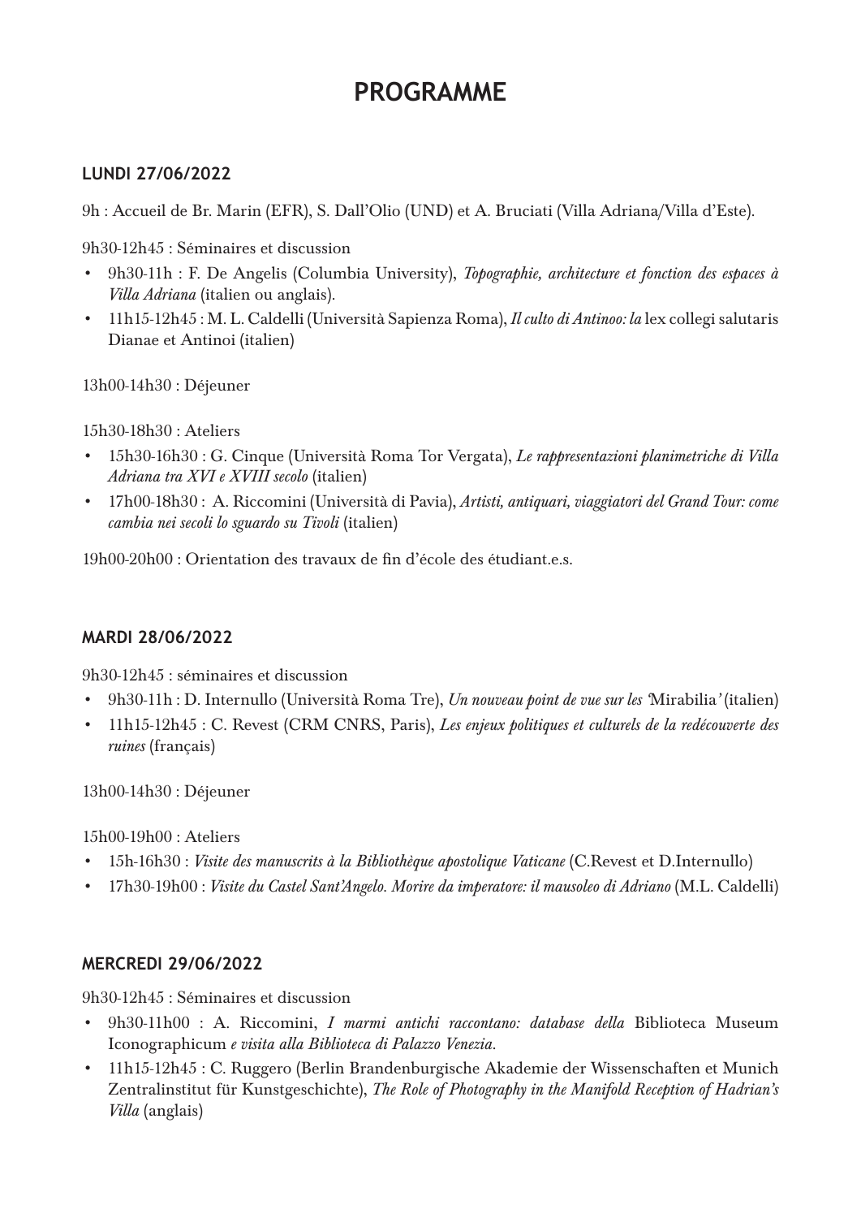# PROGRAMME

## LUNDI 27/06/2022

9h : Accueil de Br. Marin (EFR), S. Dall'Olio (UND) et A. Bruciati (Villa Adriana/Villa d'Este).

9h30-12h45 : Séminaires et discussion

- 9h30-11h : F. De Angelis (Columbia University), *Topographie, architecture et fonction des espaces à Villa Adriana* (italien ou anglais).
- 11h15-12h45 : M. L. Caldelli (Università Sapienza Roma), *Il culto di Antinoo: la* lex collegi salutaris Dianae et Antinoi (italien)

13h00-14h30 : Déjeuner

15h30-18h30 : Ateliers

- 15h30-16h30 : G. Cinque (Università Roma Tor Vergata), *Le rappresentazioni planimetriche di Villa Adriana tra XVI e XVIII secolo* (italien)
- 17h00-18h30 : A. Riccomini (Università di Pavia), *Artisti, antiquari, viaggiatori del Grand Tour: come cambia nei secoli lo sguardo su Tivoli* (italien)

19h00-20h00 : Orientation des travaux de fin d'école des étudiant.e.s.

## MARDI 28/06/2022

9h30-12h45 : séminaires et discussion

- 9h30-11h : D. Internullo (Università Roma Tre), *Un nouveau point de vue sur les '*Mirabilia*'* (italien)
- 11h15-12h45 : C. Revest (CRM CNRS, Paris), *Les enjeux politiques et culturels de la redécouverte des ruines* (français)

13h00-14h30 : Déjeuner

15h00-19h00 : Ateliers

- 15h-16h30 : *Visite des manuscrits à la Bibliothèque apostolique Vaticane* (C.Revest et D.Internullo)
- 17h30-19h00 : *Visite du Castel Sant'Angelo. Morire da imperatore: il mausoleo di Adriano* (M.L. Caldelli)

## MERCREDI 29/06/2022

9h30-12h45 : Séminaires et discussion

- 9h30-11h00 : A. Riccomini, *I marmi antichi raccontano: database della* Biblioteca Museum Iconographicum *e visita alla Biblioteca di Palazzo Venezia.*
- 11h15-12h45 : C. Ruggero (Berlin Brandenburgische Akademie der Wissenschaften et Munich Zentralinstitut für Kunstgeschichte), *The Role of Photography in the Manifold Reception of Hadrian's Villa* (anglais)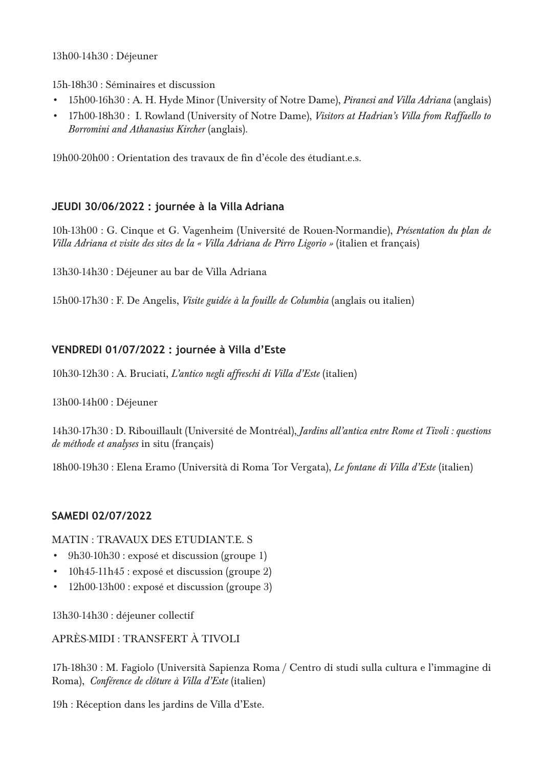13h00-14h30 : Déjeuner

15h-18h30 : Séminaires et discussion

- 15h00-16h30 : A. H. Hyde Minor (University of Notre Dame), *Piranesi and Villa Adriana* (anglais)
- 17h00-18h30 : I. Rowland (University of Notre Dame), *Visitors at Hadrian's Villa from Raffaello to Borromini and Athanasius Kircher* (anglais).

19h00-20h00 : Orientation des travaux de fin d'école des étudiant.e.s.

## JEUDI 30/06/2022 : journée à la Villa Adriana

10h-13h00 : G. Cinque et G. Vagenheim (Université de Rouen-Normandie), *Présentation du plan de Villa Adriana et visite des sites de la « Villa Adriana de Pirro Ligorio »* (italien et français)

13h30-14h30 : Déjeuner au bar de Villa Adriana

15h00-17h30 : F. De Angelis, *Visite guidée à la fouille de Columbia* (anglais ou italien)

## VENDREDI 01/07/2022 : journée à Villa d'Este

10h30-12h30 : A. Bruciati, *L'antico negli affreschi di Villa d'Este* (italien)

13h00-14h00 : Déjeuner

14h30-17h30 : D. Ribouillault (Université de Montréal), *Jardins all'antica entre Rome et Tivoli : questions de méthode et analyses* in situ (français)

18h00-19h30 : Elena Eramo (Università di Roma Tor Vergata), *Le fontane di Villa d'Este* (italien)

## SAMEDI 02/07/2022

MATIN : TRAVAUX DES ETUDIANT.E. S

- 9h30-10h30 : exposé et discussion (groupe 1)
- 10h45-11h45 : exposé et discussion (groupe 2)
- 12h00-13h00 : exposé et discussion (groupe 3)

13h30-14h30 : déjeuner collectif

APRÈS-MIDI : TRANSFERT À TIVOLI

17h-18h30 : M. Fagiolo (Università Sapienza Roma / Centro di studi sulla cultura e l'immagine di Roma), *Conférence de clôture à Villa d'Este* (italien)

19h : Réception dans les jardins de Villa d'Este.